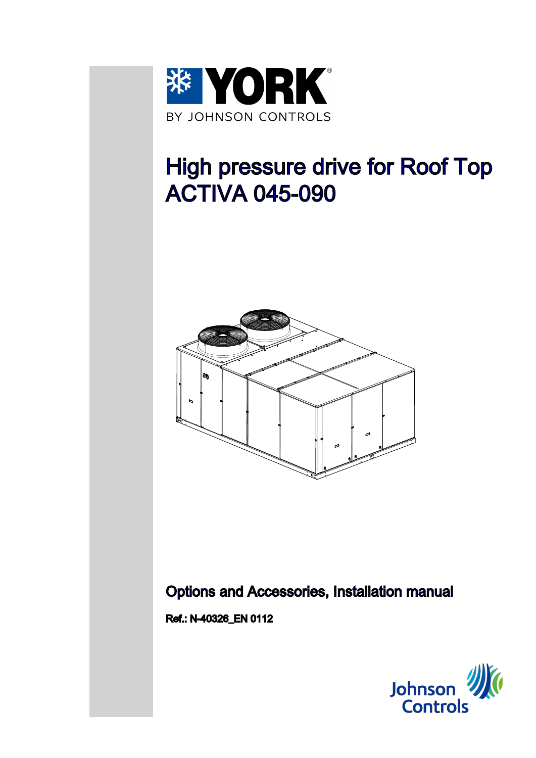YORK

BY JOHNSON CONTROLS

# High pressure drive for Roof Top ACTIVA 045-090

## Options and Accessories, Installation manual

**Ref.: N-40326_EN 0112**

Johnson Controls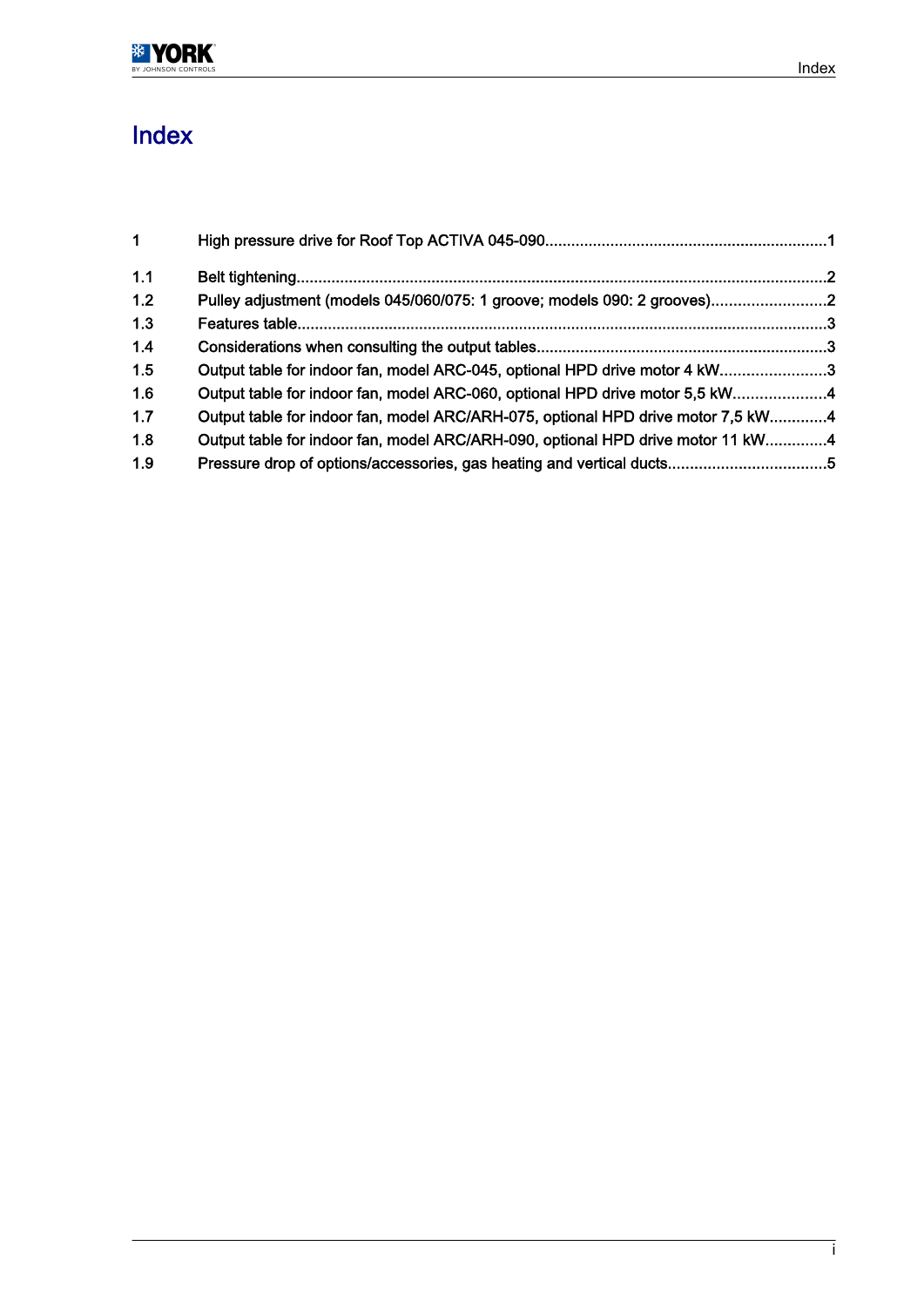# Index

| | | |
|---|---|---|
| 1 | High pressure drive for Roof Top ACTIVA 045-090 | 1 |
| 1.1 | Belt tightening | 2 |
| 1.2 | Pulley adjustment (models 045/060/075: 1 groove; models 090: 2 grooves) | 2 |
| 1.3 | Features table | 3 |
| 1.4 | Considerations when consulting the output tables | 3 |
| 1.5 | Output table for indoor fan, model ARC-045, optional HPD drive motor 4 kW | 3 |
| 1.6 | Output table for indoor fan, model ARC-060, optional HPD drive motor 5,5 kW | 4 |
| 1.7 | Output table for indoor fan, model ARC/ARH-075, optional HPD drive motor 7,5 kW | 4 |
| 1.8 | Output table for indoor fan, model ARC/ARH-090, optional HPD drive motor 11 kW | 4 |
| 1.9 | Pressure drop of options/accessories, gas heating and vertical ducts | 5 |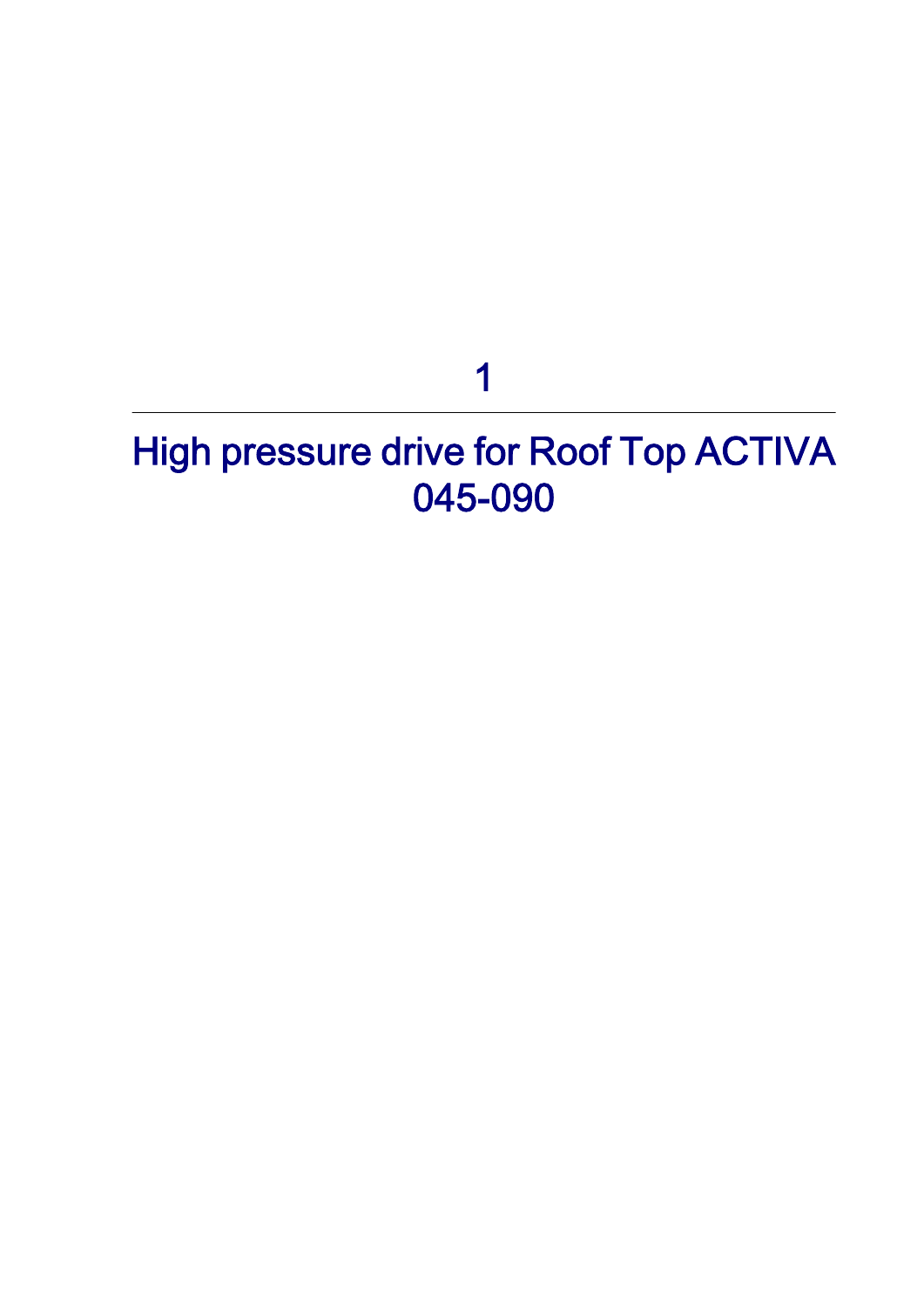# 1

# High pressure drive for Roof Top ACTIVA 045-090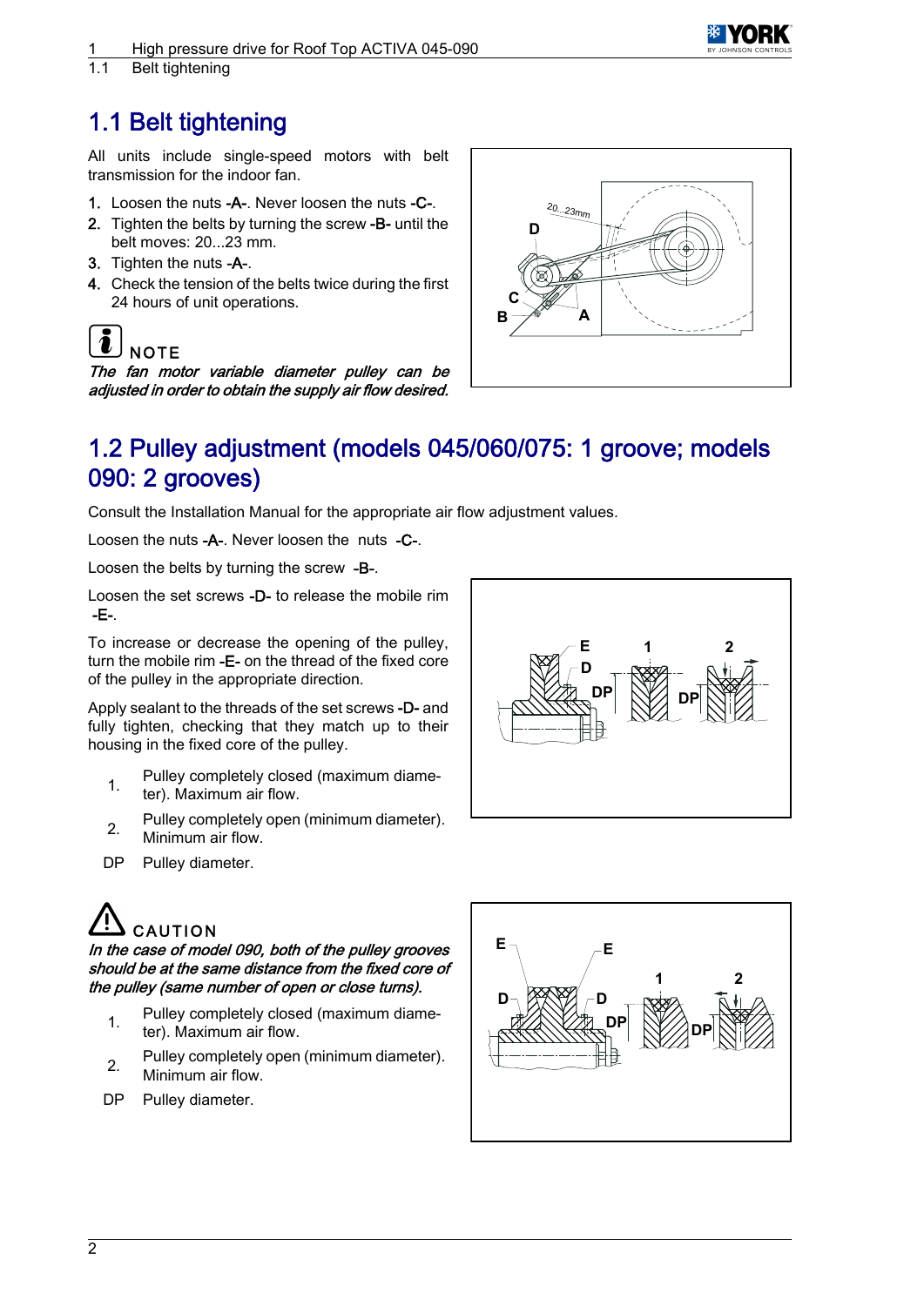## 1.1 Belt tightening

All units include single-speed motors with belt transmission for the indoor fan.

1. Loosen the nuts -A-. Never loosen the nuts -C-.
2. Tighten the belts by turning the screw -B- until the belt moves: 20...23 mm.
3. Tighten the nuts -A-.
4. Check the tension of the belts twice during the first 24 hours of unit operations.

**NOTE**

*The fan motor variable diameter pulley can be adjusted in order to obtain the supply air flow desired.*

## 1.2 Pulley adjustment (models 045/060/075: 1 groove; models 090: 2 grooves)

Consult the Installation Manual for the appropriate air flow adjustment values.

Loosen the nuts -A-. Never loosen the nuts -C-.

Loosen the belts by turning the screw -B-.

Loosen the set screws -D- to release the mobile rim -E-.

To increase or decrease the opening of the pulley, turn the mobile rim -E- on the thread of the fixed core of the pulley in the appropriate direction.

Apply sealant to the threads of the set screws -D- and fully tighten, checking that they match up to their housing in the fixed core of the pulley.

1. Pulley completely closed (maximum diameter). Maximum air flow.
2. Pulley completely open (minimum diameter). Minimum air flow.

DP Pulley diameter.

**CAUTION**

*In the case of model 090, both of the pulley grooves should be at the same distance from the fixed core of the pulley (same number of open or close turns).*

1. Pulley completely closed (maximum diameter). Maximum air flow.
2. Pulley completely open (minimum diameter). Minimum air flow.

DP Pulley diameter.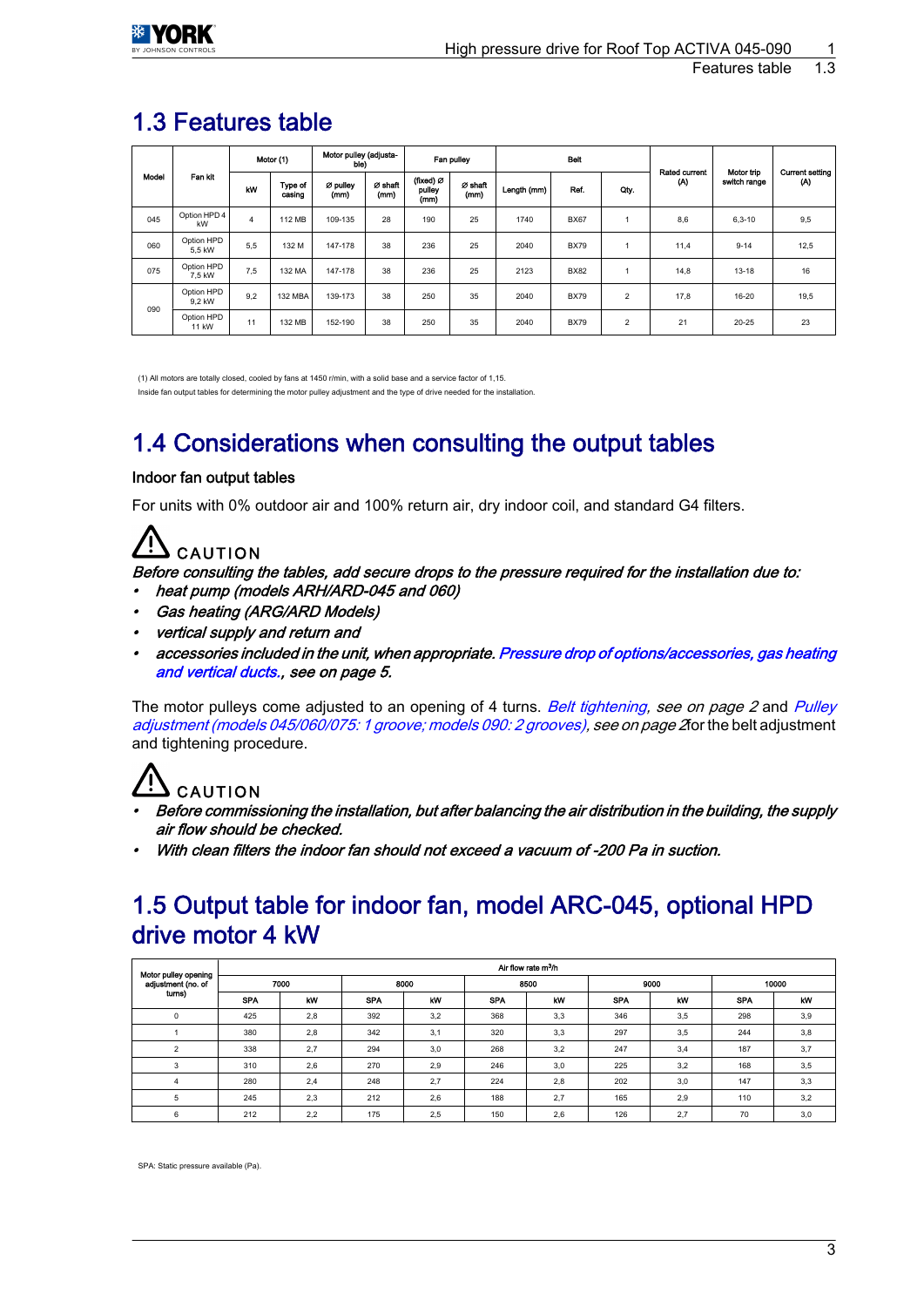# 1.3 Features table

| Model | Fan kit | Motor (1) | | Motor pulley (adjustable) | | Fan pulley | | Belt | | | Rated current (A) | Motor trip switch range | Current setting (A) |
|---|---|---|---|---|---|---|---|---|---|---|---|---|---|
| | | kW | Type of casing | Ø pulley (mm) | Ø shaft (mm) | (fixed) Ø pulley (mm) | Ø shaft (mm) | Length (mm) | Ref. | Qty. | | | |
| 045 | Option HPD 4 kW | 4 | 112 MB | 109-135 | 28 | 190 | 25 | 1740 | BX67 | 1 | 8,6 | 6,3-10 | 9,5 |
| 060 | Option HPD 5,5 kW | 5,5 | 132 M | 147-178 | 38 | 236 | 25 | 2040 | BX79 | 1 | 11,4 | 9-14 | 12,5 |
| 075 | Option HPD 7,5 kW | 7,5 | 132 MA | 147-178 | 38 | 236 | 25 | 2123 | BX82 | 1 | 14,8 | 13-18 | 16 |
| 090 | Option HPD 9,2 kW | 9,2 | 132 MBA | 139-173 | 38 | 250 | 35 | 2040 | BX79 | 2 | 17,8 | 16-20 | 19,5 |
| | Option HPD 11 kW | 11 | 132 MB | 152-190 | 38 | 250 | 35 | 2040 | BX79 | 2 | 21 | 20-25 | 23 |

(1) All motors are totally closed, cooled by fans at 1450 r/min, with a solid base and a service factor of 1,15.

Inside fan output tables for determining the motor pulley adjustment and the type of drive needed for the installation.

# 1.4 Considerations when consulting the output tables

### Indoor fan output tables

For units with 0% outdoor air and 100% return air, dry indoor coil, and standard G4 filters.

**CAUTION**

*Before consulting the tables, add secure drops to the pressure required for the installation due to:*

- *heat pump (models ARH/ARD-045 and 060)*
- *Gas heating (ARG/ARD Models)*
- *vertical supply and return and*
- *accessories included in the unit, when appropriate. Pressure drop of options/accessories, gas heating and vertical ducts., see on page 5.*

The motor pulleys come adjusted to an opening of 4 turns. *Belt tightening, see on page 2* and *Pulley adjustment (models 045/060/075: 1 groove; models 090: 2 grooves), see on page 2* for the belt adjustment and tightening procedure.

**CAUTION**

- *Before commissioning the installation, but after balancing the air distribution in the building, the supply air flow should be checked.*
- *With clean filters the indoor fan should not exceed a vacuum of -200 Pa in suction.*

# 1.5 Output table for indoor fan, model ARC-045, optional HPD drive motor 4 kW

| Motor pulley opening adjustment (no. of turns) | Air flow rate m³/h | | | | | | | | | |
|---|---|---|---|---|---|---|---|---|---|---|
| | 7000 | | 8000 | | 8500 | | 9000 | | 10000 | |
| | SPA | kW | SPA | kW | SPA | kW | SPA | kW | SPA | kW |
| 0 | 425 | 2,8 | 392 | 3,2 | 368 | 3,3 | 346 | 3,5 | 298 | 3,9 |
| 1 | 380 | 2,8 | 342 | 3,1 | 320 | 3,3 | 297 | 3,5 | 244 | 3,8 |
| 2 | 338 | 2,7 | 294 | 3,0 | 268 | 3,2 | 247 | 3,4 | 187 | 3,7 |
| 3 | 310 | 2,6 | 270 | 2,9 | 246 | 3,0 | 225 | 3,2 | 168 | 3,5 |
| 4 | 280 | 2,4 | 248 | 2,7 | 224 | 2,8 | 202 | 3,0 | 147 | 3,3 |
| 5 | 245 | 2,3 | 212 | 2,6 | 188 | 2,7 | 165 | 2,9 | 110 | 3,2 |
| 6 | 212 | 2,2 | 175 | 2,5 | 150 | 2,6 | 126 | 2,7 | 70 | 3,0 |

SPA: Static pressure available (Pa).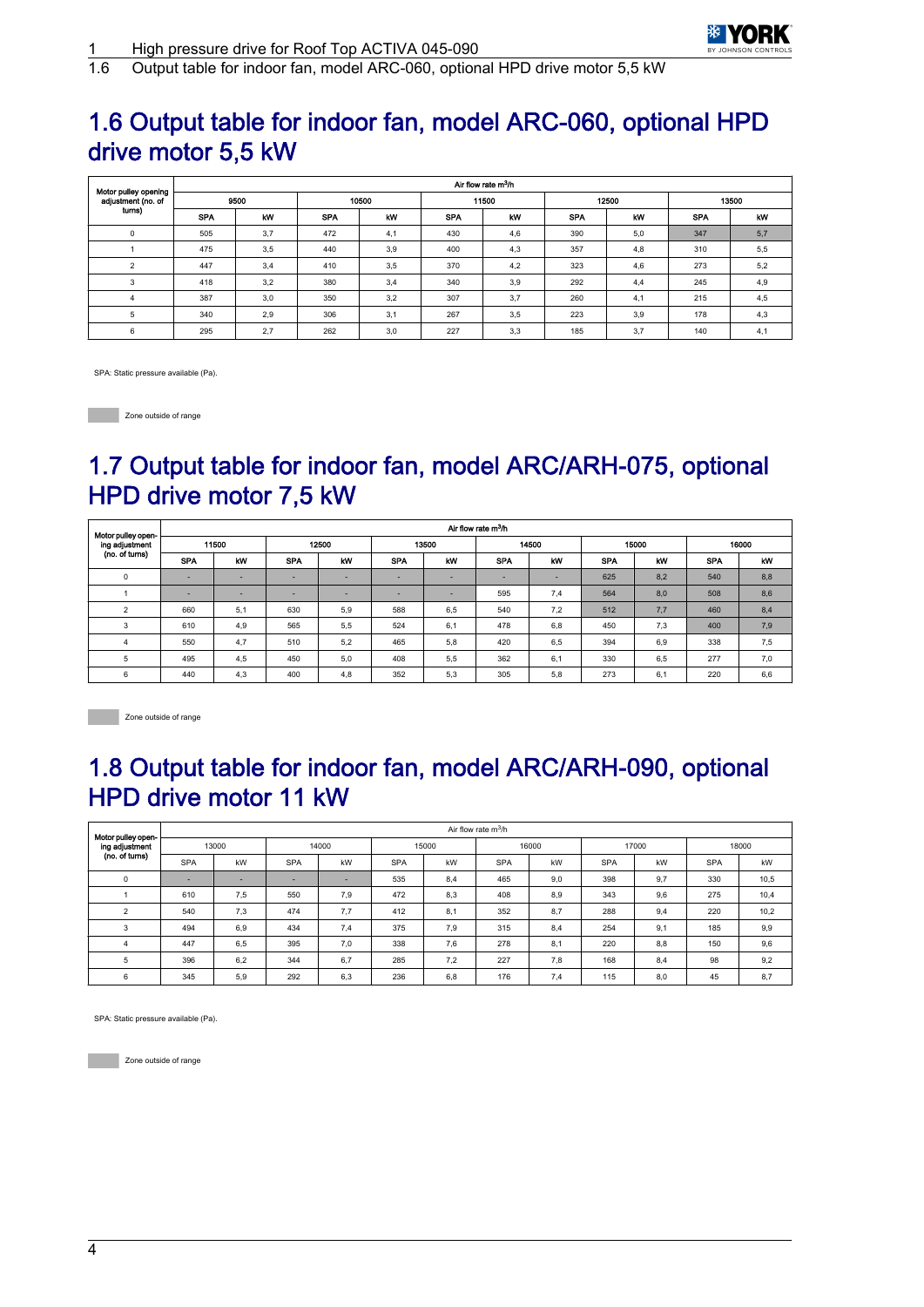# 1.6 Output table for indoor fan, model ARC-060, optional HPD drive motor 5,5 kW

| Motor pulley opening adjustment (no. of turns) | Air flow rate m³/h | | | | | | | | | |
|---|---|---|---|---|---|---|---|---|---|---|
| | 9500 | | 10500 | | 11500 | | 12500 | | 13500 | |
| | SPA | kW | SPA | kW | SPA | kW | SPA | kW | SPA | kW |
| 0 | 505 | 3,7 | 472 | 4,1 | 430 | 4,6 | 390 | 5,0 | 347 | 5,7 |
| 1 | 475 | 3,5 | 440 | 3,9 | 400 | 4,3 | 357 | 4,8 | 310 | 5,5 |
| 2 | 447 | 3,4 | 410 | 3,5 | 370 | 4,2 | 323 | 4,6 | 273 | 5,2 |
| 3 | 418 | 3,2 | 380 | 3,4 | 340 | 3,9 | 292 | 4,4 | 245 | 4,9 |
| 4 | 387 | 3,0 | 350 | 3,2 | 307 | 3,7 | 260 | 4,1 | 215 | 4,5 |
| 5 | 340 | 2,9 | 306 | 3,1 | 267 | 3,5 | 223 | 3,9 | 178 | 4,3 |
| 6 | 295 | 2,7 | 262 | 3,0 | 227 | 3,3 | 185 | 3,7 | 140 | 4,1 |

SPA: Static pressure available (Pa).

Zone outside of range

# 1.7 Output table for indoor fan, model ARC/ARH-075, optional HPD drive motor 7,5 kW

| Motor pulley opening adjustment (no. of turns) | Air flow rate m³/h | | | | | | | | | | | |
|---|---|---|---|---|---|---|---|---|---|---|---|---|
| | 11500 | | 12500 | | 13500 | | 14500 | | 15000 | | 16000 | |
| | SPA | kW | SPA | kW | SPA | kW | SPA | kW | SPA | kW | SPA | kW |
| 0 | - | - | - | - | - | - | - | - | 625 | 8,2 | 540 | 8,8 |
| 1 | - | - | - | - | - | - | 595 | 7,4 | 564 | 8,0 | 508 | 8,6 |
| 2 | 660 | 5,1 | 630 | 5,9 | 588 | 6,5 | 540 | 7,2 | 512 | 7,7 | 460 | 8,4 |
| 3 | 610 | 4,9 | 565 | 5,5 | 524 | 6,1 | 478 | 6,8 | 450 | 7,3 | 400 | 7,9 |
| 4 | 550 | 4,7 | 510 | 5,2 | 465 | 5,8 | 420 | 6,5 | 394 | 6,9 | 338 | 7,5 |
| 5 | 495 | 4,5 | 450 | 5,0 | 408 | 5,5 | 362 | 6,1 | 330 | 6,5 | 277 | 7,0 |
| 6 | 440 | 4,3 | 400 | 4,8 | 352 | 5,3 | 305 | 5,8 | 273 | 6,1 | 220 | 6,6 |

Zone outside of range

# 1.8 Output table for indoor fan, model ARC/ARH-090, optional HPD drive motor 11 kW

| Motor pulley opening adjustment (no. of turns) | Air flow rate m³/h | | | | | | | | | | | |
|---|---|---|---|---|---|---|---|---|---|---|---|---|
| | 13000 | | 14000 | | 15000 | | 16000 | | 17000 | | 18000 | |
| | SPA | kW | SPA | kW | SPA | kW | SPA | kW | SPA | kW | SPA | kW |
| 0 | - | - | - | - | 535 | 8,4 | 465 | 9,0 | 398 | 9,7 | 330 | 10,5 |
| 1 | 610 | 7,5 | 550 | 7,9 | 472 | 8,3 | 408 | 8,9 | 343 | 9,6 | 275 | 10,4 |
| 2 | 540 | 7,3 | 474 | 7,7 | 412 | 8,1 | 352 | 8,7 | 288 | 9,4 | 220 | 10,2 |
| 3 | 494 | 6,9 | 434 | 7,4 | 375 | 7,9 | 315 | 8,4 | 254 | 9,1 | 185 | 9,9 |
| 4 | 447 | 6,5 | 395 | 7,0 | 338 | 7,6 | 278 | 8,1 | 220 | 8,8 | 150 | 9,6 |
| 5 | 396 | 6,2 | 344 | 6,7 | 285 | 7,2 | 227 | 7,8 | 168 | 8,4 | 98 | 9,2 |
| 6 | 345 | 5,9 | 292 | 6,3 | 236 | 6,8 | 176 | 7,4 | 115 | 8,0 | 45 | 8,7 |

SPA: Static pressure available (Pa).

Zone outside of range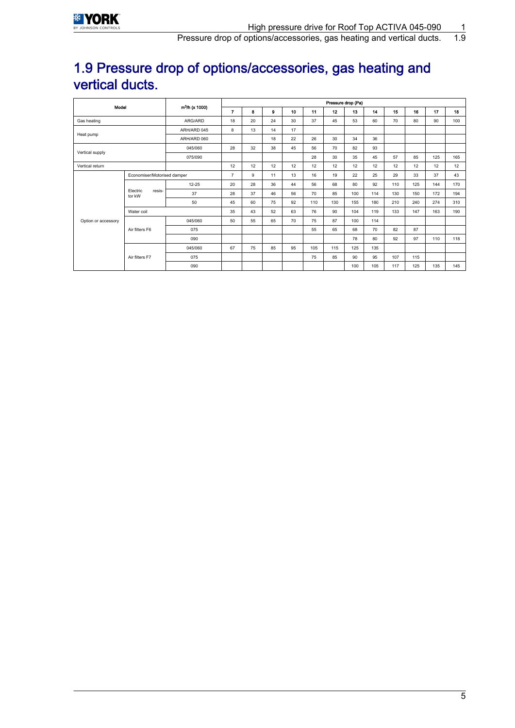# 1.9 Pressure drop of options/accessories, gas heating and vertical ducts.

| Model | | $m^3/h$ (x 1000) | Pressure drop (Pa) | | | | | | | | | | | |
|---|---|---|---|---|---|---|---|---|---|---|---|---|---|---|
| | | | 7 | 8 | 9 | 10 | 11 | 12 | 13 | 14 | 15 | 16 | 17 | 18 |
| Gas heating | | ARG/ARD | 18 | 20 | 24 | 30 | 37 | 45 | 53 | 60 | 70 | 80 | 90 | 100 |
| Heat pump | | ARH/ARD 045 | 8 | 13 | 14 | 17 | | | | | | | | |
| | | ARH/ARD 060 | | | 18 | 22 | 26 | 30 | 34 | 36 | | | | |
| Vertical supply | | 045/060 | 28 | 32 | 38 | 45 | 56 | 70 | 82 | 93 | | | | |
| | | 075/090 | | | | | 28 | 30 | 35 | 45 | 57 | 85 | 125 | 165 |
| Vertical return | | | 12 | 12 | 12 | 12 | 12 | 12 | 12 | 12 | 12 | 12 | 12 | 12 |
| Option or accessory | Economiser/Motorised damper | | 7 | 9 | 11 | 13 | 16 | 19 | 22 | 25 | 29 | 33 | 37 | 43 |
| | Electric resistor kW | 12-25 | 20 | 28 | 36 | 44 | 56 | 68 | 80 | 92 | 110 | 125 | 144 | 170 |
| | | 37 | 28 | 37 | 46 | 56 | 70 | 85 | 100 | 114 | 130 | 150 | 172 | 194 |
| | | 50 | 45 | 60 | 75 | 92 | 110 | 130 | 155 | 180 | 210 | 240 | 274 | 310 |
| | Water coil | | 35 | 43 | 52 | 63 | 76 | 90 | 104 | 119 | 133 | 147 | 163 | 190 |
| | Air filters F6 | 045/060 | 50 | 55 | 65 | 70 | 75 | 87 | 100 | 114 | | | | |
| | | 075 | | | | | 55 | 65 | 68 | 70 | 82 | 87 | | |
| | | 090 | | | | | | | 78 | 80 | 92 | 97 | 110 | 118 |
| | Air filters F7 | 045/060 | 67 | 75 | 85 | 95 | 105 | 115 | 125 | 135 | | | | |
| | | 075 | | | | | 75 | 85 | 90 | 95 | 107 | 115 | | |
| | | 090 | | | | | | | 100 | 105 | 117 | 125 | 135 | 145 |